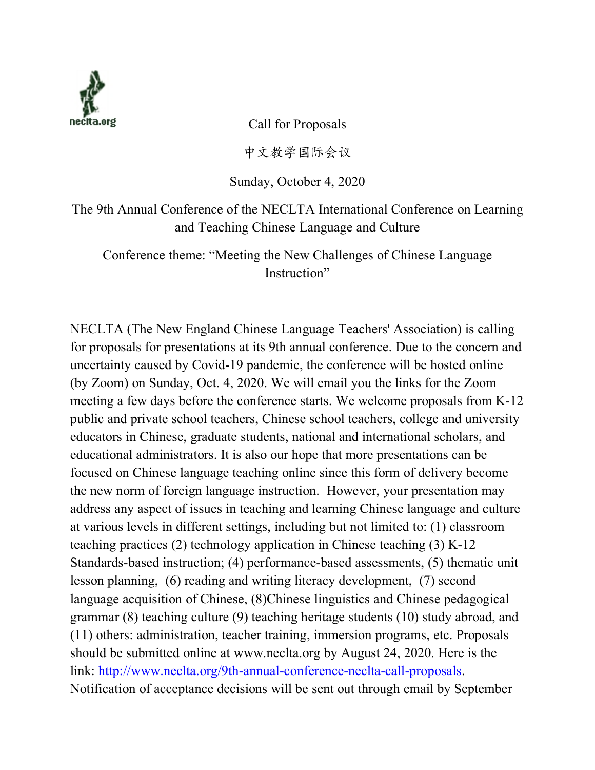neclta.org

Call for Proposals

中文教学国际会议

Sunday, October 4, 2020

# The 9th Annual Conference of the NECLTA International Conference on Learning and Teaching Chinese Language and Culture

## Conference theme: "Meeting the New Challenges of Chinese Language Instruction"

NECLTA (The New England Chinese Language Teachers' Association) is calling for proposals for presentations at its 9th annual conference. Due to the concern and uncertainty caused by Covid-19 pandemic, the conference will be hosted online (by Zoom) on Sunday, Oct. 4, 2020. We will email you the links for the Zoom meeting a few days before the conference starts. We welcome proposals from K-12 public and private school teachers, Chinese school teachers, college and university educators in Chinese, graduate students, national and international scholars, and educational administrators. It is also our hope that more presentations can be focused on Chinese language teaching online since this form of delivery become the new norm of foreign language instruction. However, your presentation may address any aspect of issues in teaching and learning Chinese language and culture at various levels in different settings, including but not limited to: (1) classroom teaching practices (2) technology application in Chinese teaching (3) K-12 Standards-based instruction; (4) performance-based assessments, (5) thematic unit lesson planning, (6) reading and writing literacy development, (7) second language acquisition of Chinese, (8)Chinese linguistics and Chinese pedagogical grammar (8) teaching culture (9) teaching heritage students (10) study abroad, and (11) others: administration, teacher training, immersion programs, etc. Proposals should be submitted online at www.neclta.org by August 24, 2020. Here is the link: [http://www.neclta.org/9th-annual-conference-neclta-call-proposals](http://www.neclta.org/9th-annual-conference-neclta-call-proposals). Notification of acceptance decisions will be sent out through email by September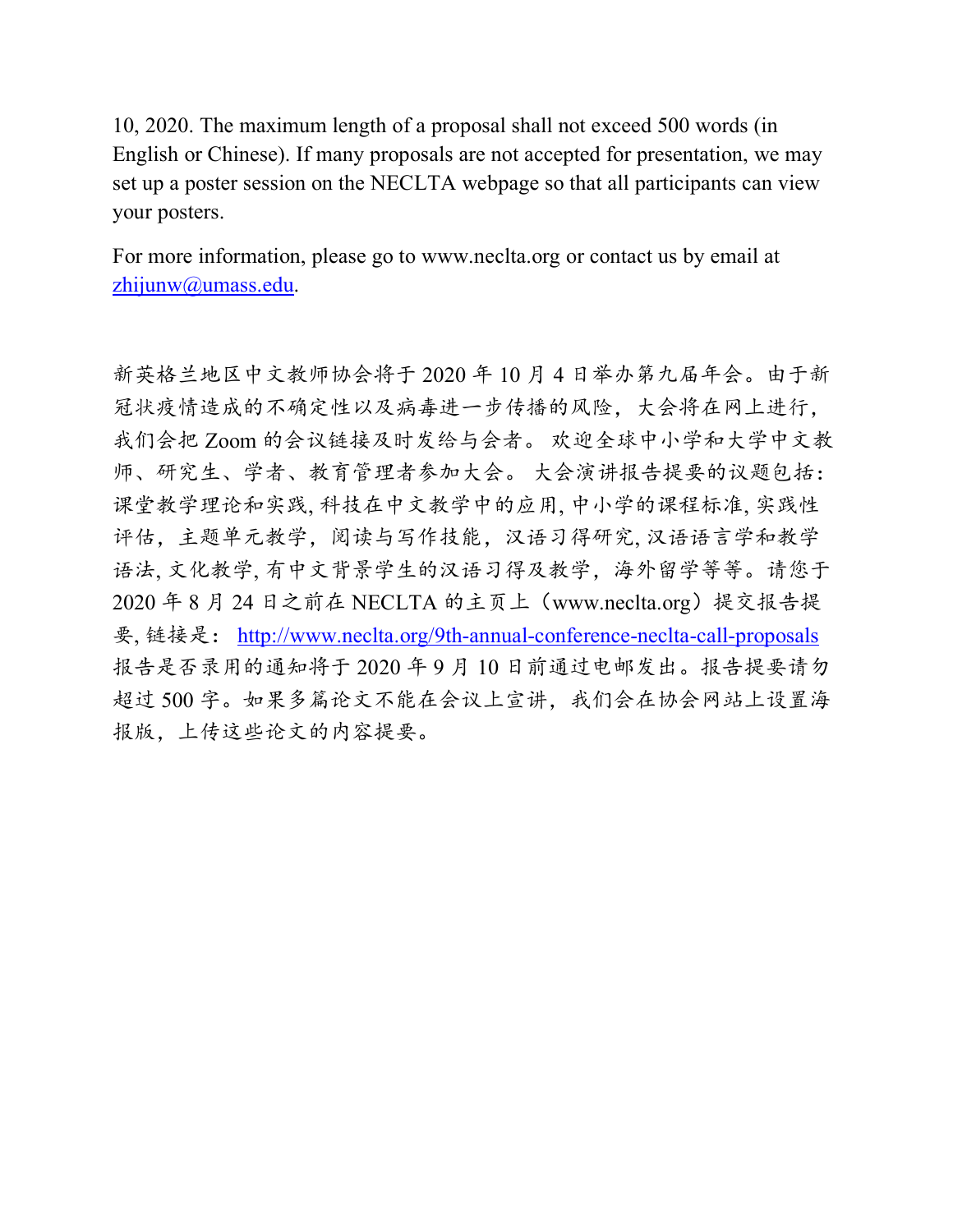10, 2020. The maximum length of a proposal shall not exceed 500 words (in English or Chinese). If many proposals are not accepted for presentation, we may set up a poster session on the NECLTA webpage so that all participants can view your posters.

For more information, please go to www.neclta.org or contact us by email at zhijunw@umass.edu.

新英格兰地区中文教师协会将于 2020 年 10 月 4 日举办第九届年会。由于新冠状疫情造成的不确定性以及病毒进一步传播的风险，大会将在网上进行，我们会把 Zoom 的会议链接及时发给与会者。 欢迎全球中小学和大学中文教师、研究生、学者、教育管理者参加大会。 大会演讲报告提要的议题包括：课堂教学理论和实践, 科技在中文教学中的应用, 中小学的课程标准, 实践性评估，主题单元教学，阅读与写作技能，汉语习得研究, 汉语语言学和教学语法, 文化教学, 有中文背景学生的汉语习得及教学，海外留学等等。请您于 2020 年 8 月 24 日之前在 NECLTA 的主页上（www.neclta.org）提交报告提要, 链接是： http://www.neclta.org/9th-annual-conference-neclta-call-proposals 报告是否录用的通知将于 2020 年 9 月 10 日前通过电邮发出。报告提要请勿超过 500 字。如果多篇论文不能在会议上宣讲，我们会在协会网站上设置海报版，上传这些论文的内容提要。